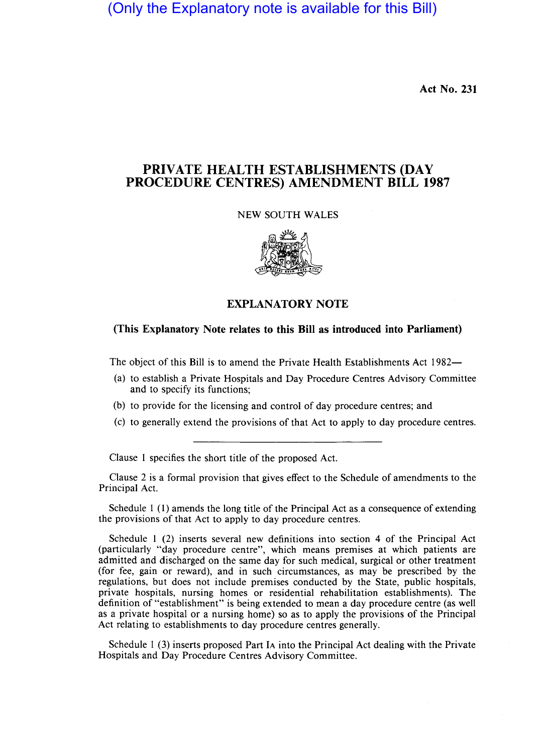(Only the Explanatory note is available for this Bill)

**Act No. 231**

# PRIVATE HEALTH ESTABLISHMENTS (DAY PROCEDURE CENTRES) AMENDMENT BILL 1987

NEW SOUTH WALES

## EXPLANATORY NOTE

**(This Explanatory Note relates to this Bill as introduced into Parliament)**

The object of this Bill is to amend the Private Health Establishments Act 1982—

(a) to establish a Private Hospitals and Day Procedure Centres Advisory Committee and to specify its functions;

(b) to provide for the licensing and control of day procedure centres; and

(c) to generally extend the provisions of that Act to apply to day procedure centres.

---

Clause 1 specifies the short title of the proposed Act.

Clause 2 is a formal provision that gives effect to the Schedule of amendments to the Principal Act.

Schedule 1 (1) amends the long title of the Principal Act as a consequence of extending the provisions of that Act to apply to day procedure centres.

Schedule 1 (2) inserts several new definitions into section 4 of the Principal Act (particularly "day procedure centre", which means premises at which patients are admitted and discharged on the same day for such medical, surgical or other treatment (for fee, gain or reward), and in such circumstances, as may be prescribed by the regulations, but does not include premises conducted by the State, public hospitals, private hospitals, nursing homes or residential rehabilitation establishments). The definition of "establishment" is being extended to mean a day procedure centre (as well as a private hospital or a nursing home) so as to apply the provisions of the Principal Act relating to establishments to day procedure centres generally.

Schedule 1 (3) inserts proposed Part IA into the Principal Act dealing with the Private Hospitals and Day Procedure Centres Advisory Committee.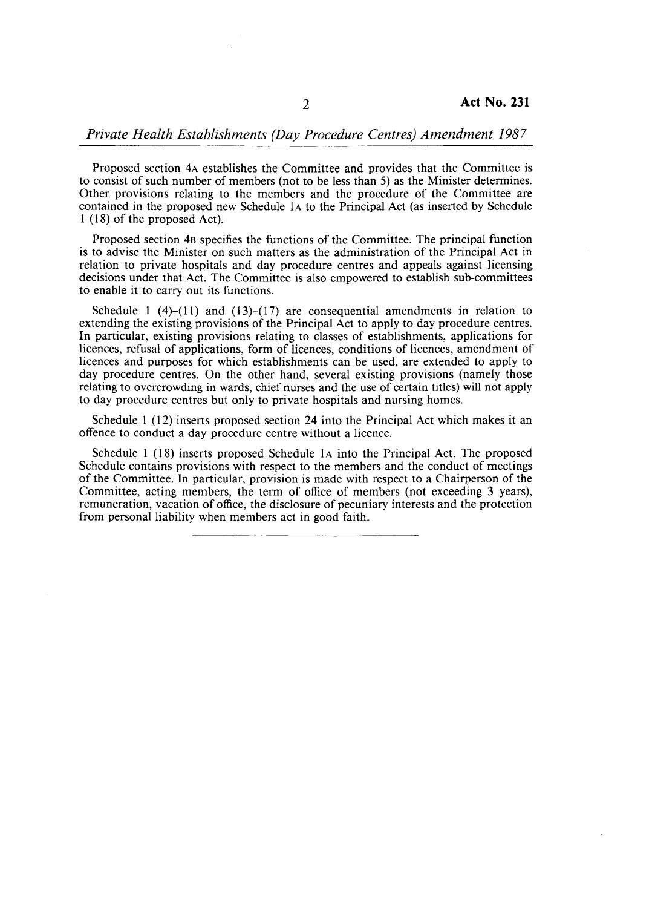Proposed section 4A establishes the Committee and provides that the Committee is to consist of such number of members (not to be less than 5) as the Minister determines. Other provisions relating to the members and the procedure of the Committee are contained in the proposed new Schedule 1A to the Principal Act (as inserted by Schedule 1 (18) of the proposed Act).

Proposed section 4B specifies the functions of the Committee. The principal function is to advise the Minister on such matters as the administration of the Principal Act in relation to private hospitals and day procedure centres and appeals against licensing decisions under that Act. The Committee is also empowered to establish sub-committees to enable it to carry out its functions.

Schedule 1 (4)–(11) and (13)–(17) are consequential amendments in relation to extending the existing provisions of the Principal Act to apply to day procedure centres. In particular, existing provisions relating to classes of establishments, applications for licences, refusal of applications, form of licences, conditions of licences, amendment of licences and purposes for which establishments can be used, are extended to apply to day procedure centres. On the other hand, several existing provisions (namely those relating to overcrowding in wards, chief nurses and the use of certain titles) will not apply to day procedure centres but only to private hospitals and nursing homes.

Schedule 1 (12) inserts proposed section 24 into the Principal Act which makes it an offence to conduct a day procedure centre without a licence.

Schedule 1 (18) inserts proposed Schedule 1A into the Principal Act. The proposed Schedule contains provisions with respect to the members and the conduct of meetings of the Committee. In particular, provision is made with respect to a Chairperson of the Committee, acting members, the term of office of members (not exceeding 3 years), remuneration, vacation of office, the disclosure of pecuniary interests and the protection from personal liability when members act in good faith.